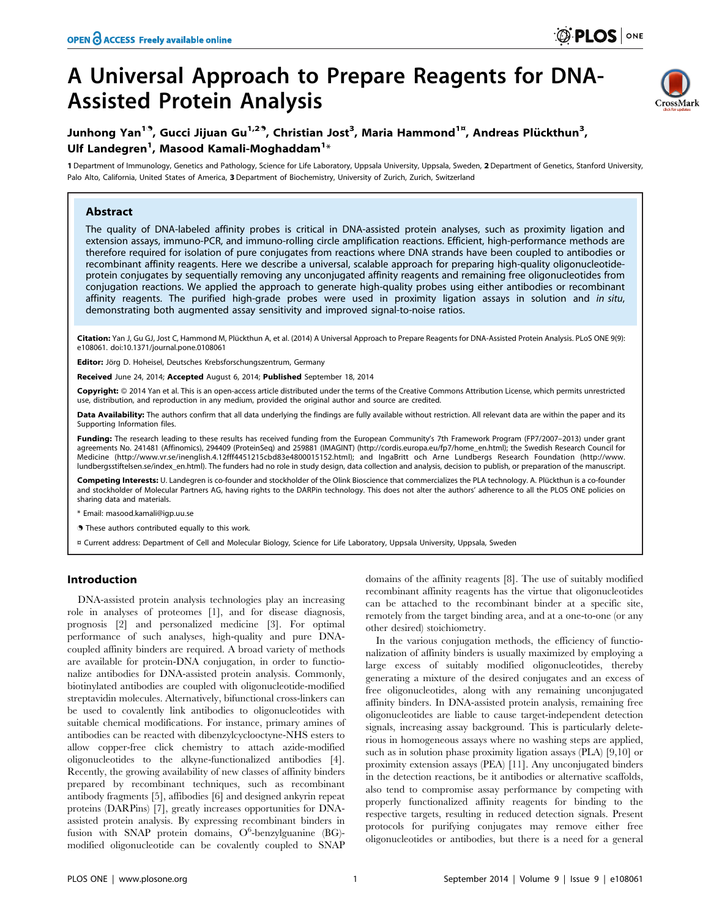# A Universal Approach to Prepare Reagents for DNA-Assisted Protein Analysis

Junhong Yan[1,9], Gucci Jijuan Gu[1,2,9], Christian Jost[3], Maria Hammond[1¤], Andreas Plückthun[3], Ulf Landegren[1], Masood Kamali-Moghaddam[1]*

1 Department of Immunology, Genetics and Pathology, Science for Life Laboratory, Uppsala University, Uppsala, Sweden, 2 Department of Genetics, Stanford University, Palo Alto, California, United States of America, 3 Department of Biochemistry, University of Zurich, Zurich, Switzerland

## Abstract

The quality of DNA-labeled affinity probes is critical in DNA-assisted protein analyses, such as proximity ligation and extension assays, immuno-PCR, and immuno-rolling circle amplification reactions. Efficient, high-performance methods are therefore required for isolation of pure conjugates from reactions where DNA strands have been coupled to antibodies or recombinant affinity reagents. Here we describe a universal, scalable approach for preparing high-quality oligonucleotide-protein conjugates by sequentially removing any unconjugated affinity reagents and remaining free oligonucleotides from conjugation reactions. We applied the approach to generate high-quality probes using either antibodies or recombinant affinity reagents. The purified high-grade probes were used in proximity ligation assays in solution and *in situ*, demonstrating both augmented assay sensitivity and improved signal-to-noise ratios.

**Citation:** Yan J, Gu GJ, Jost C, Hammond M, Plückthun A, et al. (2014) A Universal Approach to Prepare Reagents for DNA-Assisted Protein Analysis. PLoS ONE 9(9): e108061. doi:10.1371/journal.pone.0108061

**Editor:** Jörg D. Hoheisel, Deutsches Krebsforschungszentrum, Germany

**Received** June 24, 2014; **Accepted** August 6, 2014; **Published** September 18, 2014

**Copyright:** © 2014 Yan et al. This is an open-access article distributed under the terms of the Creative Commons Attribution License, which permits unrestricted use, distribution, and reproduction in any medium, provided the original author and source are credited.

**Data Availability:** The authors confirm that all data underlying the findings are fully available without restriction. All relevant data are within the paper and its Supporting Information files.

**Funding:** The research leading to these results has received funding from the European Community's 7th Framework Program (FP7/2007–2013) under grant agreements No. 241481 (Affinomics), 294409 (ProteinSeq) and 259881 (IMAGINT) (http://cordis.europa.eu/fp7/home_en.html); the Swedish Research Council for Medicine (http://www.vr.se/inenglish.4.12fff4451215cbd83e4800015152.html); and IngaBritt och Arne Lundbergs Research Foundation (http://www.lundbergsstiftelsen.se/index_en.html). The funders had no role in study design, data collection and analysis, decision to publish, or preparation of the manuscript.

**Competing Interests:** U. Landegren is co-founder and stockholder of the Olink Bioscience that commercializes the PLA technology. A. Plückthun is a co-founder and stockholder of Molecular Partners AG, having rights to the DARPin technology. This does not alter the authors' adherence to all the PLOS ONE policies on sharing data and materials.

\* Email: masood.kamali@igp.uu.se

9 These authors contributed equally to this work.

¤ Current address: Department of Cell and Molecular Biology, Science for Life Laboratory, Uppsala University, Uppsala, Sweden

## Introduction

DNA-assisted protein analysis technologies play an increasing role in analyses of proteomes [1], and for disease diagnosis, prognosis [2] and personalized medicine [3]. For optimal performance of such analyses, high-quality and pure DNA-coupled affinity binders are required. A broad variety of methods are available for protein-DNA conjugation, in order to functionalize antibodies for DNA-assisted protein analysis. Commonly, biotinylated antibodies are coupled with oligonucleotide-modified streptavidin molecules. Alternatively, bifunctional cross-linkers can be used to covalently link antibodies to oligonucleotides with suitable chemical modifications. For instance, primary amines of antibodies can be reacted with dibenzylcyclooctyne-NHS esters to allow copper-free click chemistry to attach azide-modified oligonucleotides to the alkyne-functionalized antibodies [4]. Recently, the growing availability of new classes of affinity binders prepared by recombinant techniques, such as recombinant antibody fragments [5], affibodies [6] and designed ankyrin repeat proteins (DARPins) [7], greatly increases opportunities for DNA-assisted protein analysis. By expressing recombinant binders in fusion with SNAP protein domains, $O^6$-benzylguanine (BG)-modified oligonucleotide can be covalently coupled to SNAP domains of the affinity reagents [8]. The use of suitably modified recombinant affinity reagents has the virtue that oligonucleotides can be attached to the recombinant binder at a specific site, remotely from the target binding area, and at a one-to-one (or any other desired) stoichiometry.

In the various conjugation methods, the efficiency of functionalization of affinity binders is usually maximized by employing a large excess of suitably modified oligonucleotides, thereby generating a mixture of the desired conjugates and an excess of free oligonucleotides, along with any remaining unconjugated affinity binders. In DNA-assisted protein analysis, remaining free oligonucleotides are liable to cause target-independent detection signals, increasing assay background. This is particularly deleterious in homogeneous assays where no washing steps are applied, such as in solution phase proximity ligation assays (PLA) [9,10] or proximity extension assays (PEA) [11]. Any unconjugated binders in the detection reactions, be it antibodies or alternative scaffolds, also tend to compromise assay performance by competing with properly functionalized affinity reagents for binding to the respective targets, resulting in reduced detection signals. Present protocols for purifying conjugates may remove either free oligonucleotides or antibodies, but there is a need for a general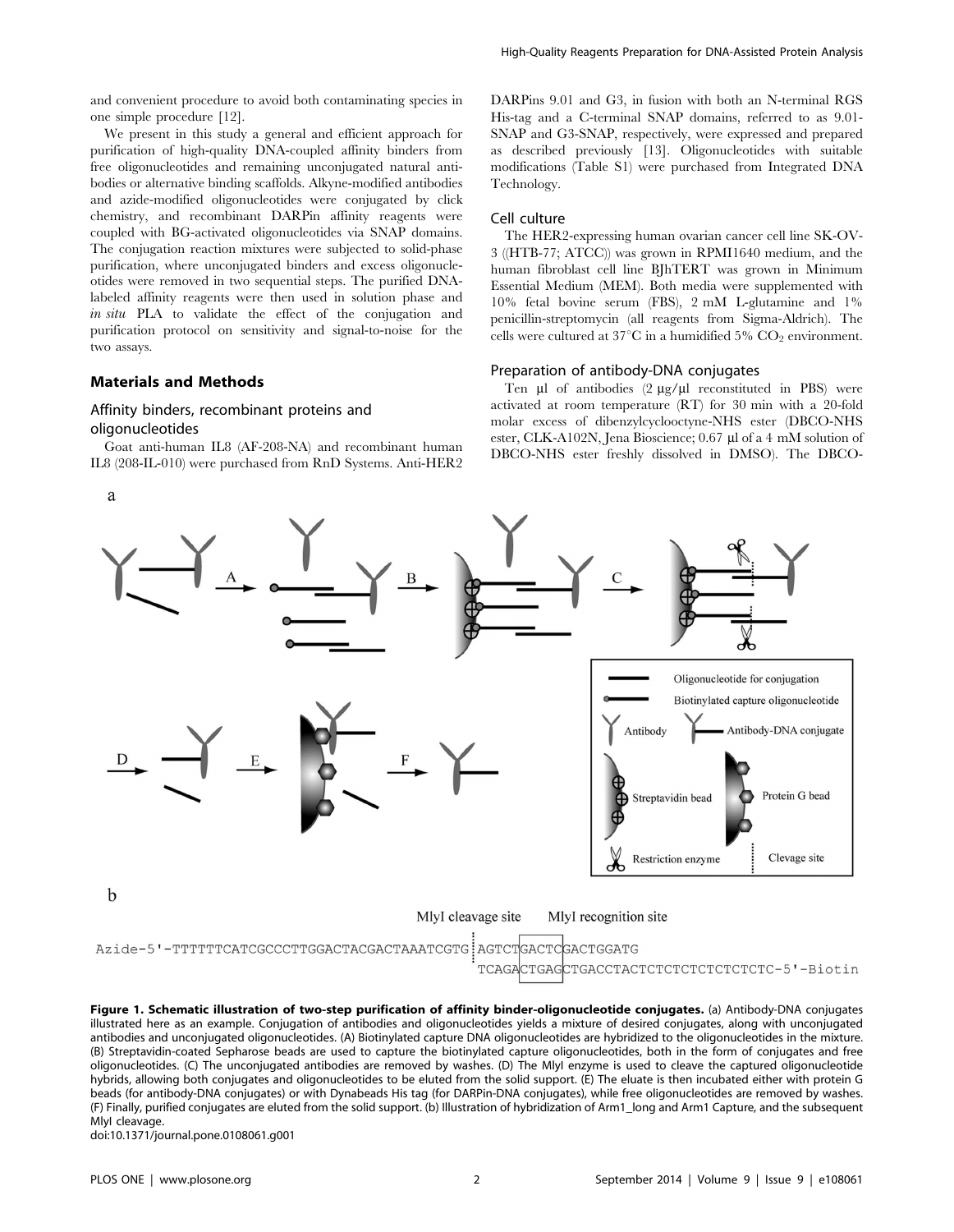and convenient procedure to avoid both contaminating species in one simple procedure [12].

We present in this study a general and efficient approach for purification of high-quality DNA-coupled affinity binders from free oligonucleotides and remaining unconjugated natural antibodies or alternative binding scaffolds. Alkyne-modified antibodies and azide-modified oligonucleotides were conjugated by click chemistry, and recombinant DARPin affinity reagents were coupled with BG-activated oligonucleotides via SNAP domains. The conjugation reaction mixtures were subjected to solid-phase purification, where unconjugated binders and excess oligonucleotides were removed in two sequential steps. The purified DNA-labeled affinity reagents were then used in solution phase and *in situ* PLA to validate the effect of the conjugation and purification protocol on sensitivity and signal-to-noise for the two assays.

## Materials and Methods

### Affinity binders, recombinant proteins and oligonucleotides

Goat anti-human IL8 (AF-208-NA) and recombinant human IL8 (208-IL-010) were purchased from RnD Systems. Anti-HER2 DARPins 9.01 and G3, in fusion with both an N-terminal RGS His-tag and a C-terminal SNAP domains, referred to as 9.01-SNAP and G3-SNAP, respectively, were expressed and prepared as described previously [13]. Oligonucleotides with suitable modifications (Table S1) were purchased from Integrated DNA Technology.

### Cell culture

The HER2-expressing human ovarian cancer cell line SK-OV-3 ((HTB-77; ATCC)) was grown in RPMI1640 medium, and the human fibroblast cell line BJhTERT was grown in Minimum Essential Medium (MEM). Both media were supplemented with 10% fetal bovine serum (FBS), 2 mM L-glutamine and 1% penicillin-streptomycin (all reagents from Sigma-Aldrich). The cells were cultured at 37°C in a humidified 5% $CO_2$ environment.

### Preparation of antibody-DNA conjugates

Ten µl of antibodies (2 µg/µl reconstituted in PBS) were activated at room temperature (RT) for 30 min with a 20-fold molar excess of dibenzylcyclooctyne-NHS ester (DBCO-NHS ester, CLK-A102N, Jena Bioscience; 0.67 µl of a 4 mM solution of DBCO-NHS ester freshly dissolved in DMSO). The DBCO-

**Figure 1. Schematic illustration of two-step purification of affinity binder-oligonucleotide conjugates.** (a) Antibody-DNA conjugates illustrated here as an example. Conjugation of antibodies and oligonucleotides yields a mixture of desired conjugates, along with unconjugated antibodies and unconjugated oligonucleotides. (A) Biotinylated capture DNA oligonucleotides are hybridized to the oligonucleotides in the mixture. (B) Streptavidin-coated Sepharose beads are used to capture the biotinylated capture oligonucleotides, both in the form of conjugates and free oligonucleotides. (C) The unconjugated antibodies are removed by washes. (D) The MlyI enzyme is used to cleave the captured oligonucleotide hybrids, allowing both conjugates and oligonucleotides to be eluted from the solid support. (E) The eluate is then incubated either with protein G beads (for antibody-DNA conjugates) or with Dynabeads His tag (for DARPin-DNA conjugates), while free oligonucleotides are removed by washes. (F) Finally, purified conjugates are eluted from the solid support. (b) Illustration of hybridization of Arm1_long and Arm1 Capture, and the subsequent MlyI cleavage.

doi:10.1371/journal.pone.0108061.g001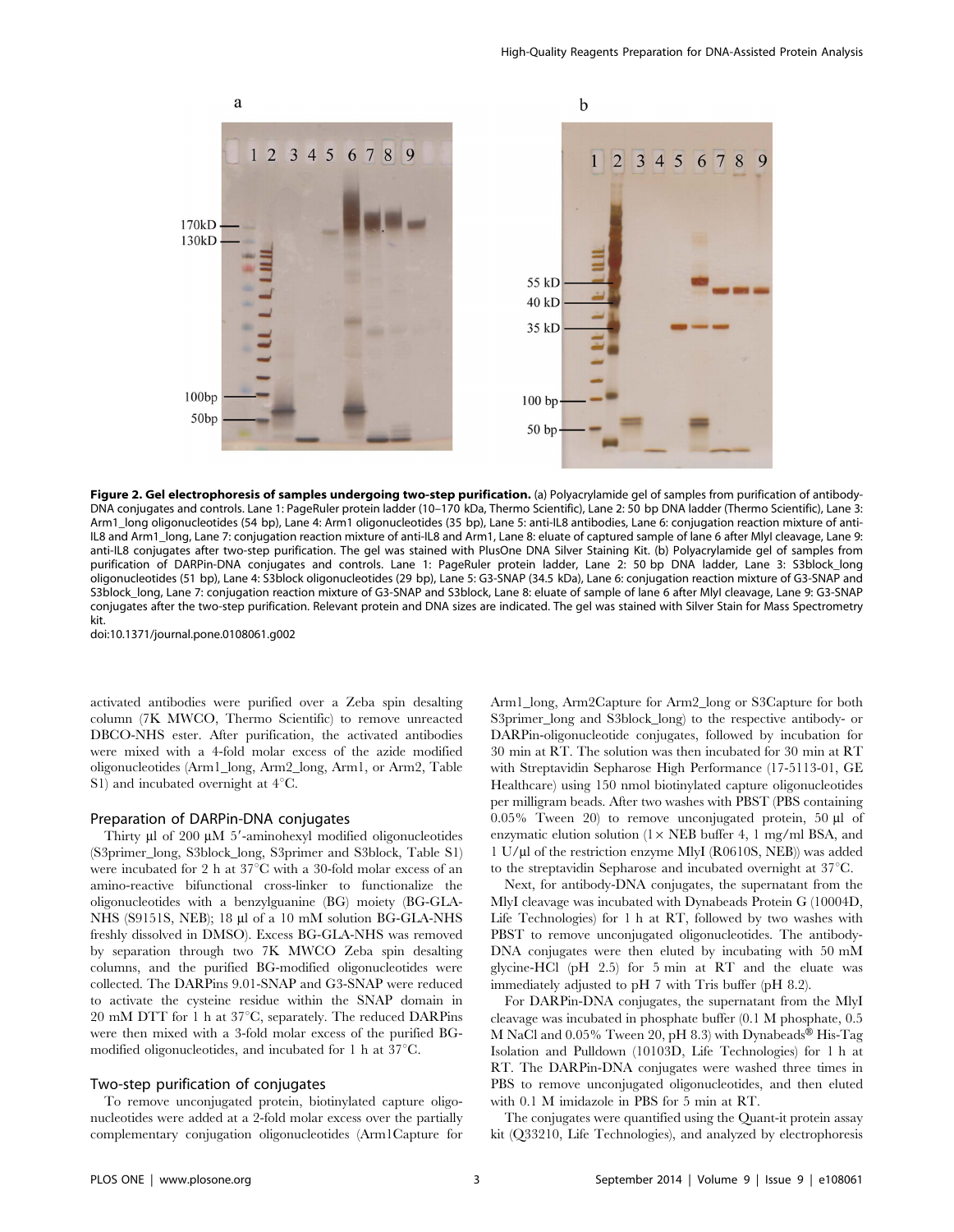**Figure 2. Gel electrophoresis of samples undergoing two-step purification.** (a) Polyacrylamide gel of samples from purification of antibody-DNA conjugates and controls. Lane 1: PageRuler protein ladder (10–170 kDa, Thermo Scientific), Lane 2: 50 bp DNA ladder (Thermo Scientific), Lane 3: Arm1_long oligonucleotides (54 bp), Lane 4: Arm1 oligonucleotides (35 bp), Lane 5: anti-IL8 antibodies, Lane 6: conjugation reaction mixture of anti-IL8 and Arm1_long, Lane 7: conjugation reaction mixture of anti-IL8 and Arm1, Lane 8: eluate of captured sample of lane 6 after MlyI cleavage, Lane 9: anti-IL8 conjugates after two-step purification. The gel was stained with PlusOne DNA Silver Staining Kit. (b) Polyacrylamide gel of samples from purification of DARPin-DNA conjugates and controls. Lane 1: PageRuler protein ladder, Lane 2: 50 bp DNA ladder, Lane 3: S3block_long oligonucleotides (51 bp), Lane 4: S3block oligonucleotides (29 bp), Lane 5: G3-SNAP (34.5 kDa), Lane 6: conjugation reaction mixture of G3-SNAP and S3block_long, Lane 7: conjugation reaction mixture of G3-SNAP and S3block, Lane 8: eluate of sample of lane 6 after MlyI cleavage, Lane 9: G3-SNAP conjugates after the two-step purification. Relevant protein and DNA sizes are indicated. The gel was stained with Silver Stain for Mass Spectrometry kit.

doi:10.1371/journal.pone.0108061.g002

activated antibodies were purified over a Zeba spin desalting column (7K MWCO, Thermo Scientific) to remove unreacted DBCO-NHS ester. After purification, the activated antibodies were mixed with a 4-fold molar excess of the azide modified oligonucleotides (Arm1_long, Arm2_long, Arm1, or Arm2, Table S1) and incubated overnight at 4°C.

### Preparation of DARPin-DNA conjugates

Thirty µl of 200 µM 5′-aminohexyl modified oligonucleotides (S3primer_long, S3block_long, S3primer and S3block, Table S1) were incubated for 2 h at 37°C with a 30-fold molar excess of an amino-reactive bifunctional cross-linker to functionalize the oligonucleotides with a benzylguanine (BG) moiety (BG-GLA-NHS (S9151S, NEB); 18 µl of a 10 mM solution BG-GLA-NHS freshly dissolved in DMSO). Excess BG-GLA-NHS was removed by separation through two 7K MWCO Zeba spin desalting columns, and the purified BG-modified oligonucleotides were collected. The DARPins 9.01-SNAP and G3-SNAP were reduced to activate the cysteine residue within the SNAP domain in 20 mM DTT for 1 h at 37°C, separately. The reduced DARPins were then mixed with a 3-fold molar excess of the purified BG-modified oligonucleotides, and incubated for 1 h at 37°C.

### Two-step purification of conjugates

To remove unconjugated protein, biotinylated capture oligonucleotides were added at a 2-fold molar excess over the partially complementary conjugation oligonucleotides (Arm1Capture for Arm1_long, Arm2Capture for Arm2_long or S3Capture for both S3primer_long and S3block_long) to the respective antibody- or DARPin-oligonucleotide conjugates, followed by incubation for 30 min at RT. The solution was then incubated for 30 min at RT with Streptavidin Sepharose High Performance (17-5113-01, GE Healthcare) using 150 nmol biotinylated capture oligonucleotides per milligram beads. After two washes with PBST (PBS containing 0.05% Tween 20) to remove unconjugated protein, 50 µl of enzymatic elution solution (1× NEB buffer 4, 1 mg/ml BSA, and 1 U/µl of the restriction enzyme MlyI (R0610S, NEB)) was added to the streptavidin Sepharose and incubated overnight at 37°C.

Next, for antibody-DNA conjugates, the supernatant from the MlyI cleavage was incubated with Dynabeads Protein G (10004D, Life Technologies) for 1 h at RT, followed by two washes with PBST to remove unconjugated oligonucleotides. The antibody-DNA conjugates were then eluted by incubating with 50 mM glycine-HCl (pH 2.5) for 5 min at RT and the eluate was immediately adjusted to pH 7 with Tris buffer (pH 8.2).

For DARPin-DNA conjugates, the supernatant from the MlyI cleavage was incubated in phosphate buffer (0.1 M phosphate, 0.5 M NaCl and 0.05% Tween 20, pH 8.3) with Dynabeads® His-Tag Isolation and Pulldown (10103D, Life Technologies) for 1 h at RT. The DARPin-DNA conjugates were washed three times in PBS to remove unconjugated oligonucleotides, and then eluted with 0.1 M imidazole in PBS for 5 min at RT.

The conjugates were quantified using the Quant-it protein assay kit (Q33210, Life Technologies), and analyzed by electrophoresis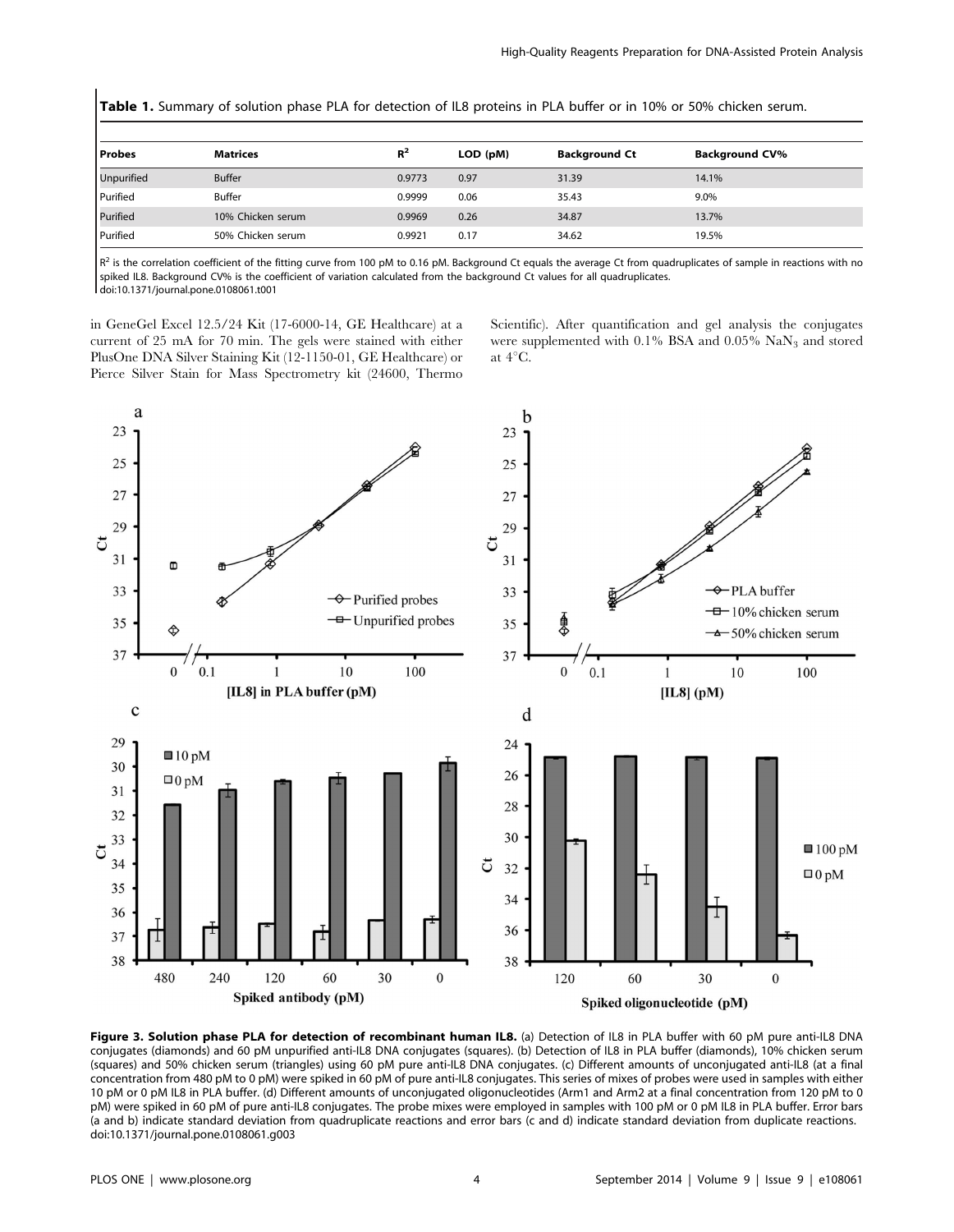**Table 1.** Summary of solution phase PLA for detection of IL8 proteins in PLA buffer or in 10% or 50% chicken serum.

| Probes | Matrices | $R^2$ | LOD (pM) | Background Ct | Background CV% |
|---|---|---|---|---|---|
| Unpurified | Buffer | 0.9773 | 0.97 | 31.39 | 14.1% |
| Purified | Buffer | 0.9999 | 0.06 | 35.43 | 9.0% |
| Purified | 10% Chicken serum | 0.9969 | 0.26 | 34.87 | 13.7% |
| Purified | 50% Chicken serum | 0.9921 | 0.17 | 34.62 | 19.5% |

$R^2$ is the correlation coefficient of the fitting curve from 100 pM to 0.16 pM. Background Ct equals the average Ct from quadruplicates of sample in reactions with no spiked IL8. Background CV% is the coefficient of variation calculated from the background Ct values for all quadruplicates.
doi:10.1371/journal.pone.0108061.t001

in GeneGel Excel 12.5/24 Kit (17-6000-14, GE Healthcare) at a current of 25 mA for 70 min. The gels were stained with either PlusOne DNA Silver Staining Kit (12-1150-01, GE Healthcare) or Pierce Silver Stain for Mass Spectrometry kit (24600, Thermo Scientific). After quantification and gel analysis the conjugates were supplemented with 0.1% BSA and 0.05% $NaN_3$ and stored at 4°C.

**Figure 3. Solution phase PLA for detection of recombinant human IL8.** (a) Detection of IL8 in PLA buffer with 60 pM pure anti-IL8 DNA conjugates (diamonds) and 60 pM unpurified anti-IL8 DNA conjugates (squares). (b) Detection of IL8 in PLA buffer (diamonds), 10% chicken serum (squares) and 50% chicken serum (triangles) using 60 pM pure anti-IL8 DNA conjugates. (c) Different amounts of unconjugated anti-IL8 (at a final concentration from 480 pM to 0 pM) were spiked in 60 pM of pure anti-IL8 conjugates. This series of mixes of probes were used in samples with either 10 pM or 0 pM IL8 in PLA buffer. (d) Different amounts of unconjugated oligonucleotides (Arm1 and Arm2 at a final concentration from 120 pM to 0 pM) were spiked in 60 pM of pure anti-IL8 conjugates. The probe mixes were employed in samples with 100 pM or 0 pM IL8 in PLA buffer. Error bars (a and b) indicate standard deviation from quadruplicate reactions and error bars (c and d) indicate standard deviation from duplicate reactions.
doi:10.1371/journal.pone.0108061.g003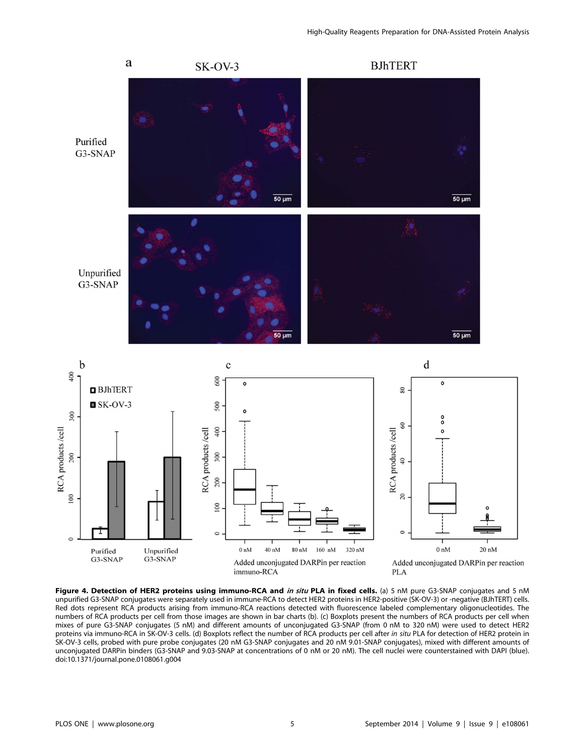**Figure 4. Detection of HER2 proteins using immuno-RCA and *in situ* PLA in fixed cells.** (a) 5 nM pure G3-SNAP conjugates and 5 nM unpurified G3-SNAP conjugates were separately used in immune-RCA to detect HER2 proteins in HER2-positive (SK-OV-3) or -negative (BJhTERT) cells. Red dots represent RCA products arising from immuno-RCA reactions detected with fluorescence labeled complementary oligonucleotides. The numbers of RCA products per cell from those images are shown in bar charts (b). (c) Boxplots present the numbers of RCA products per cell when mixes of pure G3-SNAP conjugates (5 nM) and different amounts of unconjugated G3-SNAP (from 0 nM to 320 nM) were used to detect HER2 proteins via immuno-RCA in SK-OV-3 cells. (d) Boxplots reflect the number of RCA products per cell after *in situ* PLA for detection of HER2 protein in SK-OV-3 cells, probed with pure probe conjugates (20 nM G3-SNAP conjugates and 20 nM 9.01-SNAP conjugates), mixed with different amounts of unconjugated DARPin binders (G3-SNAP and 9.03-SNAP at concentrations of 0 nM or 20 nM). The cell nuclei were counterstained with DAPI (blue).
doi:10.1371/journal.pone.0108061.g004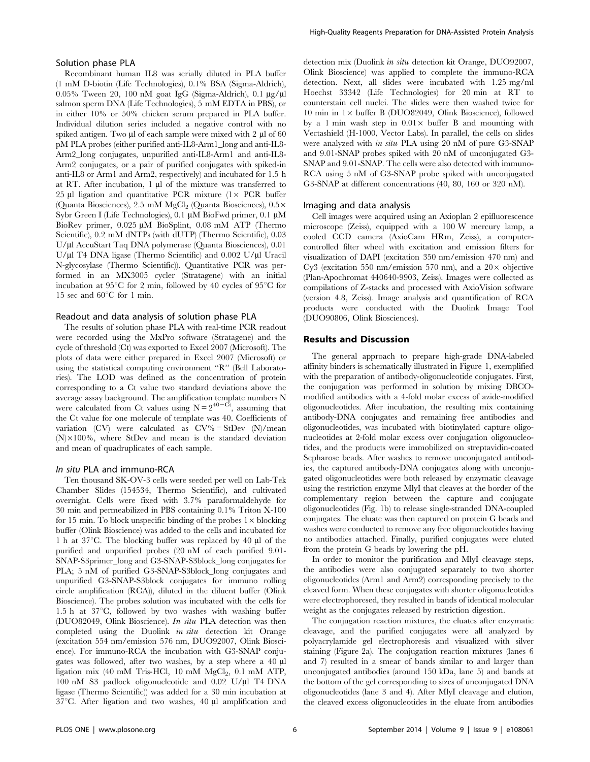### Solution phase PLA

Recombinant human IL8 was serially diluted in PLA buffer (1 mM D-biotin (Life Technologies), 0.1% BSA (Sigma-Aldrich), 0.05% Tween 20, 100 nM goat IgG (Sigma-Aldrich), 0.1 µg/µl salmon sperm DNA (Life Technologies), 5 mM EDTA in PBS), or in either 10% or 50% chicken serum prepared in PLA buffer. Individual dilution series included a negative control with no spiked antigen. Two µl of each sample were mixed with 2 µl of 60 pM PLA probes (either purified anti-IL8-Arm1_long and anti-IL8-Arm2_long conjugates, unpurified anti-IL8-Arm1 and anti-IL8-Arm2 conjugates, or a pair of purified conjugates with spiked-in anti-IL8 or Arm1 and Arm2, respectively) and incubated for 1.5 h at RT. After incubation, 1 µl of the mixture was transferred to 25 µl ligation and quantitative PCR mixture (1× PCR buffer (Quanta Biosciences), 2.5 mM $MgCl_2$ (Quanta Biosciences), 0.5× Sybr Green I (Life Technologies), 0.1 µM BioFwd primer, 0.1 µM BioRev primer, 0.025 µM BioSplint, 0.08 mM ATP (Thermo Scientific), 0.2 mM dNTPs (with dUTP) (Thermo Scientific), 0.03 U/µl AccuStart Taq DNA polymerase (Quanta Biosciences), 0.01 U/µl T4 DNA ligase (Thermo Scientific) and 0.002 U/µl Uracil N-glycosylase (Thermo Scientific)). Quantitative PCR was performed in an MX3005 cycler (Stratagene) with an initial incubation at 95°C for 2 min, followed by 40 cycles of 95°C for 15 sec and 60°C for 1 min.

### Readout and data analysis of solution phase PLA

The results of solution phase PLA with real-time PCR readout were recorded using the MxPro software (Stratagene) and the cycle of threshold (Ct) was exported to Excel 2007 (Microsoft). The plots of data were either prepared in Excel 2007 (Microsoft) or using the statistical computing environment "R" (Bell Laboratories). The LOD was defined as the concentration of protein corresponding to a Ct value two standard deviations above the average assay background. The amplification template numbers N were calculated from Ct values using $N = 2^{40-Ct}$, assuming that the Ct value for one molecule of template was 40. Coefficients of variation (CV) were calculated as $CV\% = StDev(N)/mean(N) \times 100\%$, where StDev and mean is the standard deviation and mean of quadruplicates of each sample.

### *In situ* PLA and immuno-RCA

Ten thousand SK-OV-3 cells were seeded per well on Lab-Tek Chamber Slides (154534, Thermo Scientific), and cultivated overnight. Cells were fixed with 3.7% paraformaldehyde for 30 min and permeabilized in PBS containing 0.1% Triton X-100 for 15 min. To block unspecific binding of the probes 1× blocking buffer (Olink Bioscience) was added to the cells and incubated for 1 h at 37°C. The blocking buffer was replaced by 40 µl of the purified and unpurified probes (20 nM of each purified 9.01-SNAP-S3primer_long and G3-SNAP-S3block_long conjugates for PLA; 5 nM of purified G3-SNAP-S3block_long conjugates and unpurified G3-SNAP-S3block conjugates for immuno rolling circle amplification (RCA)), diluted in the diluent buffer (Olink Bioscience). The probes solution was incubated with the cells for 1.5 h at 37°C, followed by two washes with washing buffer (DUO82049, Olink Bioscience). *In situ* PLA detection was then completed using the Duolink *in situ* detection kit Orange (excitation 554 nm/emission 576 nm, DUO92007, Olink Bioscience). For immuno-RCA the incubation with G3-SNAP conjugates was followed, after two washes, by a step where a 40 µl ligation mix (40 mM Tris-HCl, 10 mM $MgCl_2$, 0.1 mM ATP, 100 nM S3 padlock oligonucleotide and 0.02 U/µl T4 DNA ligase (Thermo Scientific)) was added for a 30 min incubation at 37°C. After ligation and two washes, 40 µl amplification and detection mix (Duolink *in situ* detection kit Orange, DUO92007, Olink Bioscience) was applied to complete the immuno-RCA detection. Next, all slides were incubated with 1.25 mg/ml Hoechst 33342 (Life Technologies) for 20 min at RT to counterstain cell nuclei. The slides were then washed twice for 10 min in 1× buffer B (DUO82049, Olink Bioscience), followed by a 1 min wash step in 0.01× buffer B and mounting with Vectashield (H-1000, Vector Labs). In parallel, the cells on slides were analyzed with *in situ* PLA using 20 nM of pure G3-SNAP and 9.01-SNAP probes spiked with 20 nM of unconjugated G3-SNAP and 9.01-SNAP. The cells were also detected with immuno-RCA using 5 nM of G3-SNAP probe spiked with unconjugated G3-SNAP at different concentrations (40, 80, 160 or 320 nM).

### Imaging and data analysis

Cell images were acquired using an Axioplan 2 epifluorescence microscope (Zeiss), equipped with a 100 W mercury lamp, a cooled CCD camera (AxioCam HRm, Zeiss), a computer-controlled filter wheel with excitation and emission filters for visualization of DAPI (excitation 350 nm/emission 470 nm) and Cy3 (excitation 550 nm/emission 570 nm), and a 20× objective (Plan-Apochromat 440640-9903, Zeiss). Images were collected as compilations of Z-stacks and processed with AxioVision software (version 4.8, Zeiss). Image analysis and quantification of RCA products were conducted with the Duolink Image Tool (DUO90806, Olink Biosciences).

## Results and Discussion

The general approach to prepare high-grade DNA-labeled affinity binders is schematically illustrated in Figure 1, exemplified with the preparation of antibody-oligonucleotide conjugates. First, the conjugation was performed in solution by mixing DBCO-modified antibodies with a 4-fold molar excess of azide-modified oligonucleotides. After incubation, the resulting mix containing antibody-DNA conjugates and remaining free antibodies and oligonucleotides, was incubated with biotinylated capture oligonucleotides at 2-fold molar excess over conjugation oligonucleotides, and the products were immobilized on streptavidin-coated Sepharose beads. After washes to remove unconjugated antibodies, the captured antibody-DNA conjugates along with unconjugated oligonucleotides were both released by enzymatic cleavage using the restriction enzyme MlyI that cleaves at the border of the complementary region between the capture and conjugate oligonucleotides (Fig. 1b) to release single-stranded DNA-coupled conjugates. The eluate was then captured on protein G beads and washes were conducted to remove any free oligonucleotides having no antibodies attached. Finally, purified conjugates were eluted from the protein G beads by lowering the pH.

In order to monitor the purification and MlyI cleavage steps, the antibodies were also conjugated separately to two shorter oligonucleotides (Arm1 and Arm2) corresponding precisely to the cleaved form. When these conjugates with shorter oligonucleotides were electrophoresed, they resulted in bands of identical molecular weight as the conjugates released by restriction digestion.

The conjugation reaction mixtures, the eluates after enzymatic cleavage, and the purified conjugates were all analyzed by polyacrylamide gel electrophoresis and visualized with silver staining (Figure 2a). The conjugation reaction mixtures (lanes 6 and 7) resulted in a smear of bands similar to and larger than unconjugated antibodies (around 150 kDa, lane 5) and bands at the bottom of the gel corresponding to sizes of unconjugated DNA oligonucleotides (lane 3 and 4). After MlyI cleavage and elution, the cleaved excess oligonucleotides in the eluate from antibodies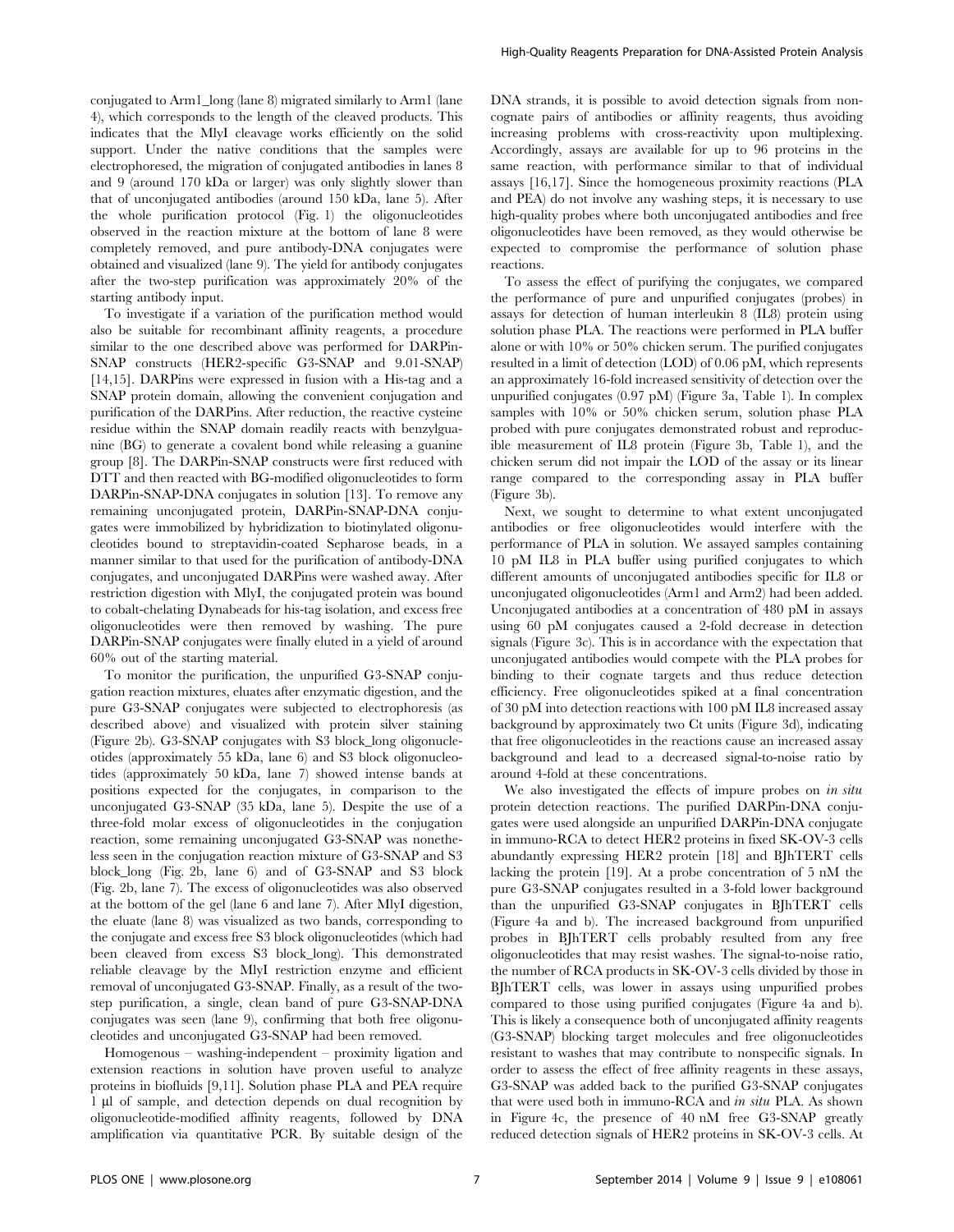conjugated to Arm1_long (lane 8) migrated similarly to Arm1 (lane 4), which corresponds to the length of the cleaved products. This indicates that the MlyI cleavage works efficiently on the solid support. Under the native conditions that the samples were electrophoresed, the migration of conjugated antibodies in lanes 8 and 9 (around 170 kDa or larger) was only slightly slower than that of unconjugated antibodies (around 150 kDa, lane 5). After the whole purification protocol (Fig. 1) the oligonucleotides observed in the reaction mixture at the bottom of lane 8 were completely removed, and pure antibody-DNA conjugates were obtained and visualized (lane 9). The yield for antibody conjugates after the two-step purification was approximately 20% of the starting antibody input.

To investigate if a variation of the purification method would also be suitable for recombinant affinity reagents, a procedure similar to the one described above was performed for DARPin-SNAP constructs (HER2-specific G3-SNAP and 9.01-SNAP) [14,15]. DARPins were expressed in fusion with a His-tag and a SNAP protein domain, allowing the convenient conjugation and purification of the DARPins. After reduction, the reactive cysteine residue within the SNAP domain readily reacts with benzylguanine (BG) to generate a covalent bond while releasing a guanine group [8]. The DARPin-SNAP constructs were first reduced with DTT and then reacted with BG-modified oligonucleotides to form DARPin-SNAP-DNA conjugates in solution [13]. To remove any remaining unconjugated protein, DARPin-SNAP-DNA conjugates were immobilized by hybridization to biotinylated oligonucleotides bound to streptavidin-coated Sepharose beads, in a manner similar to that used for the purification of antibody-DNA conjugates, and unconjugated DARPins were washed away. After restriction digestion with MlyI, the conjugated protein was bound to cobalt-chelating Dynabeads for his-tag isolation, and excess free oligonucleotides were then removed by washing. The pure DARPin-SNAP conjugates were finally eluted in a yield of around 60% out of the starting material.

To monitor the purification, the unpurified G3-SNAP conjugation reaction mixtures, eluates after enzymatic digestion, and the pure G3-SNAP conjugates were subjected to electrophoresis (as described above) and visualized with protein silver staining (Figure 2b). G3-SNAP conjugates with S3 block_long oligonucleotides (approximately 55 kDa, lane 6) and S3 block oligonucleotides (approximately 50 kDa, lane 7) showed intense bands at positions expected for the conjugates, in comparison to the unconjugated G3-SNAP (35 kDa, lane 5). Despite the use of a three-fold molar excess of oligonucleotides in the conjugation reaction, some remaining unconjugated G3-SNAP was nonetheless seen in the conjugation reaction mixture of G3-SNAP and S3 block_long (Fig. 2b, lane 6) and of G3-SNAP and S3 block (Fig. 2b, lane 7). The excess of oligonucleotides was also observed at the bottom of the gel (lane 6 and lane 7). After MlyI digestion, the eluate (lane 8) was visualized as two bands, corresponding to the conjugate and excess free S3 block oligonucleotides (which had been cleaved from excess S3 block_long). This demonstrated reliable cleavage by the MlyI restriction enzyme and efficient removal of unconjugated G3-SNAP. Finally, as a result of the two-step purification, a single, clean band of pure G3-SNAP-DNA conjugates was seen (lane 9), confirming that both free oligonucleotides and unconjugated G3-SNAP had been removed.

Homogenous – washing-independent – proximity ligation and extension reactions in solution have proven useful to analyze proteins in biofluids [9,11]. Solution phase PLA and PEA require 1 µl of sample, and detection depends on dual recognition by oligonucleotide-modified affinity reagents, followed by DNA amplification via quantitative PCR. By suitable design of the DNA strands, it is possible to avoid detection signals from non-cognate pairs of antibodies or affinity reagents, thus avoiding increasing problems with cross-reactivity upon multiplexing. Accordingly, assays are available for up to 96 proteins in the same reaction, with performance similar to that of individual assays [16,17]. Since the homogeneous proximity reactions (PLA and PEA) do not involve any washing steps, it is necessary to use high-quality probes where both unconjugated antibodies and free oligonucleotides have been removed, as they would otherwise be expected to compromise the performance of solution phase reactions.

To assess the effect of purifying the conjugates, we compared the performance of pure and unpurified conjugates (probes) in assays for detection of human interleukin 8 (IL8) protein using solution phase PLA. The reactions were performed in PLA buffer alone or with 10% or 50% chicken serum. The purified conjugates resulted in a limit of detection (LOD) of 0.06 pM, which represents an approximately 16-fold increased sensitivity of detection over the unpurified conjugates (0.97 pM) (Figure 3a, Table 1). In complex samples with 10% or 50% chicken serum, solution phase PLA probed with pure conjugates demonstrated robust and reproducible measurement of IL8 protein (Figure 3b, Table 1), and the chicken serum did not impair the LOD of the assay or its linear range compared to the corresponding assay in PLA buffer (Figure 3b).

Next, we sought to determine to what extent unconjugated antibodies or free oligonucleotides would interfere with the performance of PLA in solution. We assayed samples containing 10 pM IL8 in PLA buffer using purified conjugates to which different amounts of unconjugated antibodies specific for IL8 or unconjugated oligonucleotides (Arm1 and Arm2) had been added. Unconjugated antibodies at a concentration of 480 pM in assays using 60 pM conjugates caused a 2-fold decrease in detection signals (Figure 3c). This is in accordance with the expectation that unconjugated antibodies would compete with the PLA probes for binding to their cognate targets and thus reduce detection efficiency. Free oligonucleotides spiked at a final concentration of 30 pM into detection reactions with 100 pM IL8 increased assay background by approximately two Ct units (Figure 3d), indicating that free oligonucleotides in the reactions cause an increased assay background and lead to a decreased signal-to-noise ratio by around 4-fold at these concentrations.

We also investigated the effects of impure probes on *in situ* protein detection reactions. The purified DARPin-DNA conjugates were used alongside an unpurified DARPin-DNA conjugate in immuno-RCA to detect HER2 proteins in fixed SK-OV-3 cells abundantly expressing HER2 protein [18] and BJhTERT cells lacking the protein [19]. At a probe concentration of 5 nM the pure G3-SNAP conjugates resulted in a 3-fold lower background than the unpurified G3-SNAP conjugates in BJhTERT cells (Figure 4a and b). The increased background from unpurified probes in BJhTERT cells probably resulted from any free oligonucleotides that may resist washes. The signal-to-noise ratio, the number of RCA products in SK-OV-3 cells divided by those in BJhTERT cells, was lower in assays using unpurified probes compared to those using purified conjugates (Figure 4a and b). This is likely a consequence both of unconjugated affinity reagents (G3-SNAP) blocking target molecules and free oligonucleotides resistant to washes that may contribute to nonspecific signals. In order to assess the effect of free affinity reagents in these assays, G3-SNAP was added back to the purified G3-SNAP conjugates that were used both in immuno-RCA and *in situ* PLA. As shown in Figure 4c, the presence of 40 nM free G3-SNAP greatly reduced detection signals of HER2 proteins in SK-OV-3 cells. At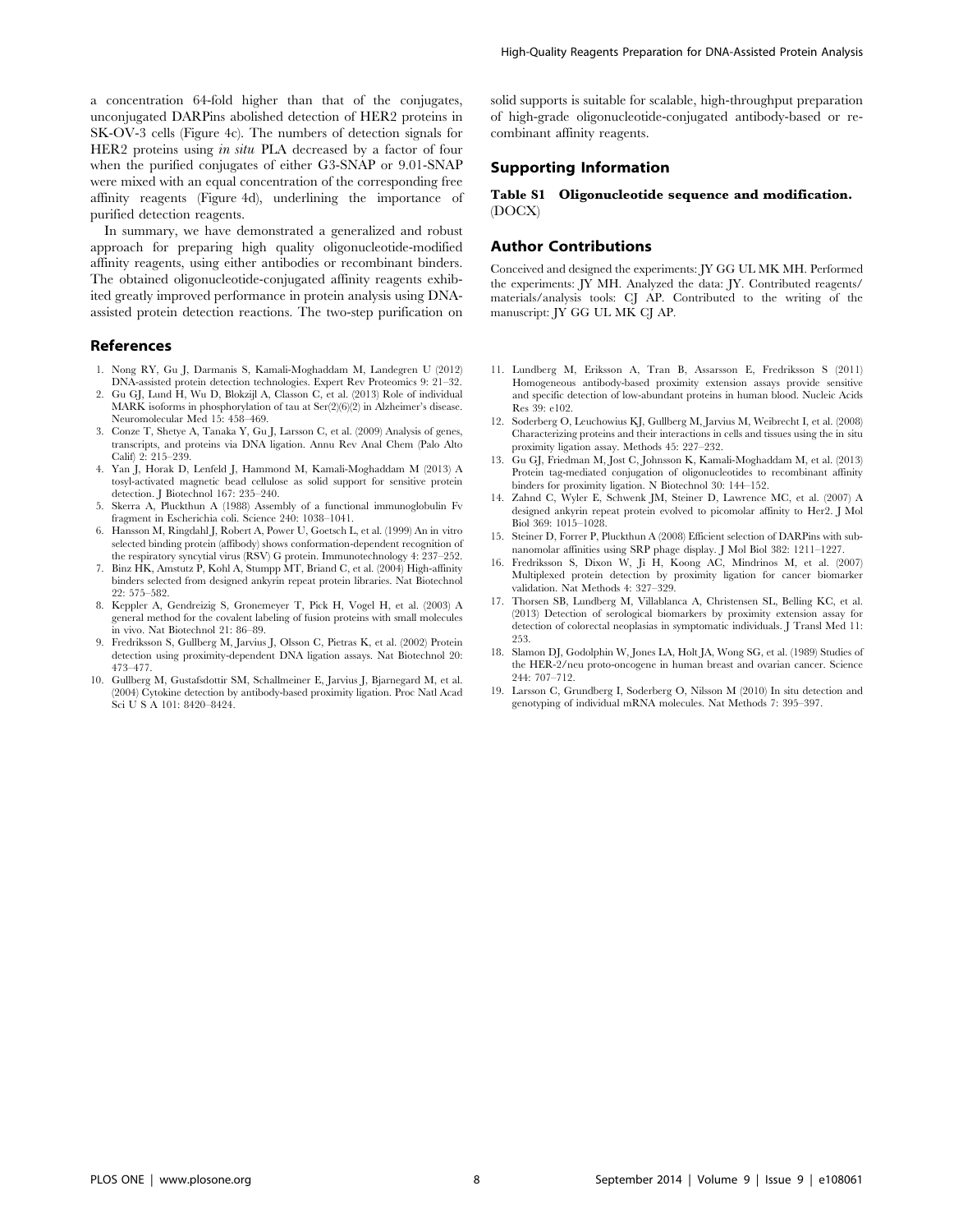a concentration 64-fold higher than that of the conjugates, unconjugated DARPins abolished detection of HER2 proteins in SK-OV-3 cells (Figure 4c). The numbers of detection signals for HER2 proteins using *in situ* PLA decreased by a factor of four when the purified conjugates of either G3-SNAP or 9.01-SNAP were mixed with an equal concentration of the corresponding free affinity reagents (Figure 4d), underlining the importance of purified detection reagents.

In summary, we have demonstrated a generalized and robust approach for preparing high quality oligonucleotide-modified affinity reagents, using either antibodies or recombinant binders. The obtained oligonucleotide-conjugated affinity reagents exhibited greatly improved performance in protein analysis using DNA-assisted protein detection reactions. The two-step purification on solid supports is suitable for scalable, high-throughput preparation of high-grade oligonucleotide-conjugated antibody-based or recombinant affinity reagents.

## Supporting Information

**Table S1 Oligonucleotide sequence and modification.** (DOCX)

## Author Contributions

Conceived and designed the experiments: JY GG UL MK MH. Performed the experiments: JY MH. Analyzed the data: JY. Contributed reagents/materials/analysis tools: CJ AP. Contributed to the writing of the manuscript: JY GG UL MK CJ AP.

## References

1. Nong RY, Gu J, Darmanis S, Kamali-Moghaddam M, Landegren U (2012) DNA-assisted protein detection technologies. Expert Rev Proteomics 9: 21–32.
2. Gu GJ, Lund H, Wu D, Blokzijl A, Classon C, et al. (2013) Role of individual MARK isoforms in phosphorylation of tau at Ser(2)(6)(2) in Alzheimer's disease. Neuromolecular Med 15: 458–469.
3. Conze T, Shetye A, Tanaka Y, Gu J, Larsson C, et al. (2009) Analysis of genes, transcripts, and proteins via DNA ligation. Annu Rev Anal Chem (Palo Alto Calif) 2: 215–239.
4. Yan J, Horak D, Lenfeld J, Hammond M, Kamali-Moghaddam M (2013) A tosyl-activated magnetic bead cellulose as solid support for sensitive protein detection. J Biotechnol 167: 235–240.
5. Skerra A, Pluckthun A (1988) Assembly of a functional immunoglobulin Fv fragment in Escherichia coli. Science 240: 1038–1041.
6. Hansson M, Ringdahl J, Robert A, Power U, Goetsch L, et al. (1999) An in vitro selected binding protein (affibody) shows conformation-dependent recognition of the respiratory syncytial virus (RSV) G protein. Immunotechnology 4: 237–252.
7. Binz HK, Amstutz P, Kohl A, Stumpp MT, Briand C, et al. (2004) High-affinity binders selected from designed ankyrin repeat protein libraries. Nat Biotechnol 22: 575–582.
8. Keppler A, Gendreizig S, Gronemeyer T, Pick H, Vogel H, et al. (2003) A general method for the covalent labeling of fusion proteins with small molecules in vivo. Nat Biotechnol 21: 86–89.
9. Fredriksson S, Gullberg M, Jarvius J, Olsson C, Pietras K, et al. (2002) Protein detection using proximity-dependent DNA ligation assays. Nat Biotechnol 20: 473–477.
10. Gullberg M, Gustafsdottir SM, Schallmeiner E, Jarvius J, Bjarnegard M, et al. (2004) Cytokine detection by antibody-based proximity ligation. Proc Natl Acad Sci U S A 101: 8420–8424.
11. Lundberg M, Eriksson A, Tran B, Assarsson E, Fredriksson S (2011) Homogeneous antibody-based proximity extension assays provide sensitive and specific detection of low-abundant proteins in human blood. Nucleic Acids Res 39: e102.
12. Soderberg O, Leuchowius KJ, Gullberg M, Jarvius M, Weibrecht I, et al. (2008) Characterizing proteins and their interactions in cells and tissues using the in situ proximity ligation assay. Methods 45: 227–232.
13. Gu GJ, Friedman M, Jost C, Johnsson K, Kamali-Moghaddam M, et al. (2013) Protein tag-mediated conjugation of oligonucleotides to recombinant affinity binders for proximity ligation. N Biotechnol 30: 144–152.
14. Zahnd C, Wyler E, Schwenk JM, Steiner D, Lawrence MC, et al. (2007) A designed ankyrin repeat protein evolved to picomolar affinity to Her2. J Mol Biol 369: 1015–1028.
15. Steiner D, Forrer P, Pluckthun A (2008) Efficient selection of DARPins with sub-nanomolar affinities using SRP phage display. J Mol Biol 382: 1211–1227.
16. Fredriksson S, Dixon W, Ji H, Koong AC, Mindrinos M, et al. (2007) Multiplexed protein detection by proximity ligation for cancer biomarker validation. Nat Methods 4: 327–329.
17. Thorsen SB, Lundberg M, Villablanca A, Christensen SL, Belling KC, et al. (2013) Detection of serological biomarkers by proximity extension assay for detection of colorectal neoplasias in symptomatic individuals. J Transl Med 11: 253.
18. Slamon DJ, Godolphin W, Jones LA, Holt JA, Wong SG, et al. (1989) Studies of the HER-2/neu proto-oncogene in human breast and ovarian cancer. Science 244: 707–712.
19. Larsson C, Grundberg I, Soderberg O, Nilsson M (2010) In situ detection and genotyping of individual mRNA molecules. Nat Methods 7: 395–397.